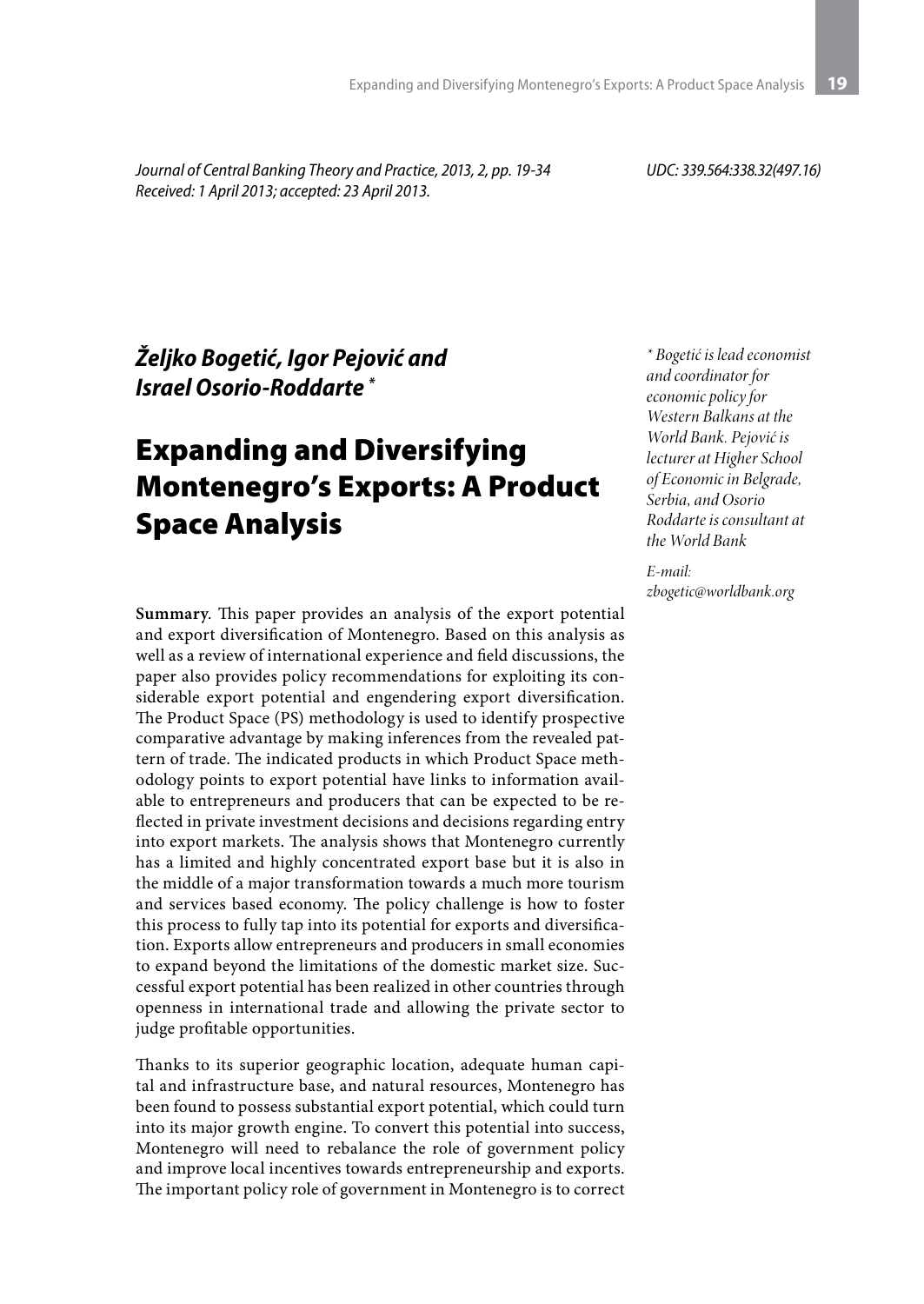*Journal of Central Banking Theory and Practice, 2013, 2, pp. 19-34*
*Received: 1 April 2013; accepted: 23 April 2013.*

*UDC: 339.564:338.32(497.16)*

***Željko Bogetić, Igor Pejović and Israel Osorio-Roddarte \****

# Expanding and Diversifying Montenegro's Exports: A Product Space Analysis

*\* Bogetić is lead economist and coordinator for economic policy for Western Balkans at the World Bank. Pejović is lecturer at Higher School of Economic in Belgrade, Serbia, and Osorio Roddarte is consultant at the World Bank*

*E-mail: zbogetic@worldbank.org*

**Summary**. This paper provides an analysis of the export potential and export diversification of Montenegro. Based on this analysis as well as a review of international experience and field discussions, the paper also provides policy recommendations for exploiting its considerable export potential and engendering export diversification. The Product Space (PS) methodology is used to identify prospective comparative advantage by making inferences from the revealed pattern of trade. The indicated products in which Product Space methodology points to export potential have links to information available to entrepreneurs and producers that can be expected to be reflected in private investment decisions and decisions regarding entry into export markets. The analysis shows that Montenegro currently has a limited and highly concentrated export base but it is also in the middle of a major transformation towards a much more tourism and services based economy. The policy challenge is how to foster this process to fully tap into its potential for exports and diversification. Exports allow entrepreneurs and producers in small economies to expand beyond the limitations of the domestic market size. Successful export potential has been realized in other countries through openness in international trade and allowing the private sector to judge profitable opportunities.

Thanks to its superior geographic location, adequate human capital and infrastructure base, and natural resources, Montenegro has been found to possess substantial export potential, which could turn into its major growth engine. To convert this potential into success, Montenegro will need to rebalance the role of government policy and improve local incentives towards entrepreneurship and exports. The important policy role of government in Montenegro is to correct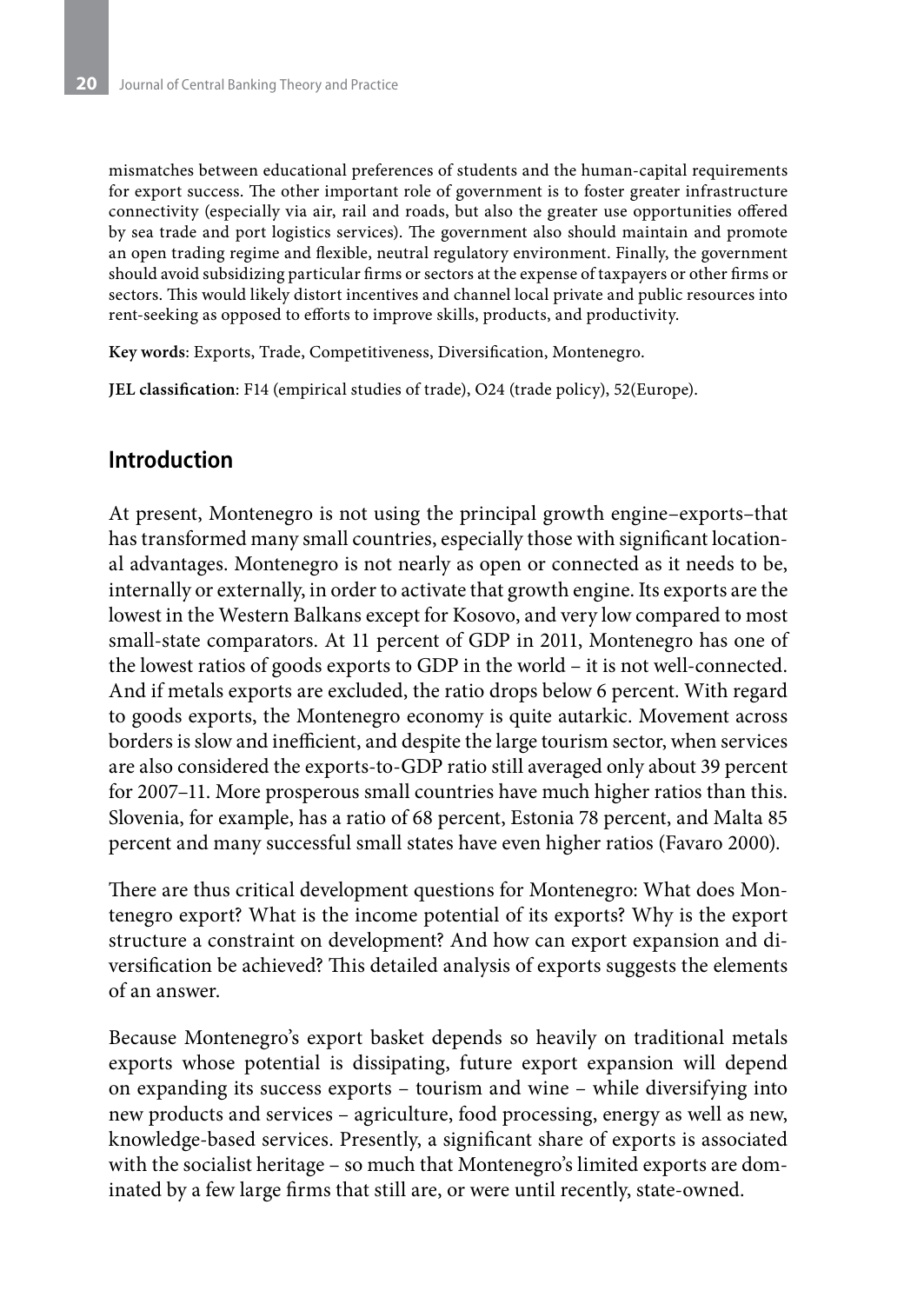mismatches between educational preferences of students and the human-capital requirements for export success. The other important role of government is to foster greater infrastructure connectivity (especially via air, rail and roads, but also the greater use opportunities offered by sea trade and port logistics services). The government also should maintain and promote an open trading regime and flexible, neutral regulatory environment. Finally, the government should avoid subsidizing particular firms or sectors at the expense of taxpayers or other firms or sectors. This would likely distort incentives and channel local private and public resources into rent-seeking as opposed to efforts to improve skills, products, and productivity.

**Key words**: Exports, Trade, Competitiveness, Diversification, Montenegro.

**JEL classification**: F14 (empirical studies of trade), O24 (trade policy), 52(Europe).

## Introduction

At present, Montenegro is not using the principal growth engine–exports–that has transformed many small countries, especially those with significant locational advantages. Montenegro is not nearly as open or connected as it needs to be, internally or externally, in order to activate that growth engine. Its exports are the lowest in the Western Balkans except for Kosovo, and very low compared to most small-state comparators. At 11 percent of GDP in 2011, Montenegro has one of the lowest ratios of goods exports to GDP in the world – it is not well-connected. And if metals exports are excluded, the ratio drops below 6 percent. With regard to goods exports, the Montenegro economy is quite autarkic. Movement across borders is slow and inefficient, and despite the large tourism sector, when services are also considered the exports-to-GDP ratio still averaged only about 39 percent for 2007–11. More prosperous small countries have much higher ratios than this. Slovenia, for example, has a ratio of 68 percent, Estonia 78 percent, and Malta 85 percent and many successful small states have even higher ratios (Favaro 2000).

There are thus critical development questions for Montenegro: What does Montenegro export? What is the income potential of its exports? Why is the export structure a constraint on development? And how can export expansion and diversification be achieved? This detailed analysis of exports suggests the elements of an answer.

Because Montenegro's export basket depends so heavily on traditional metals exports whose potential is dissipating, future export expansion will depend on expanding its success exports – tourism and wine – while diversifying into new products and services – agriculture, food processing, energy as well as new, knowledge-based services. Presently, a significant share of exports is associated with the socialist heritage – so much that Montenegro's limited exports are dominated by a few large firms that still are, or were until recently, state-owned.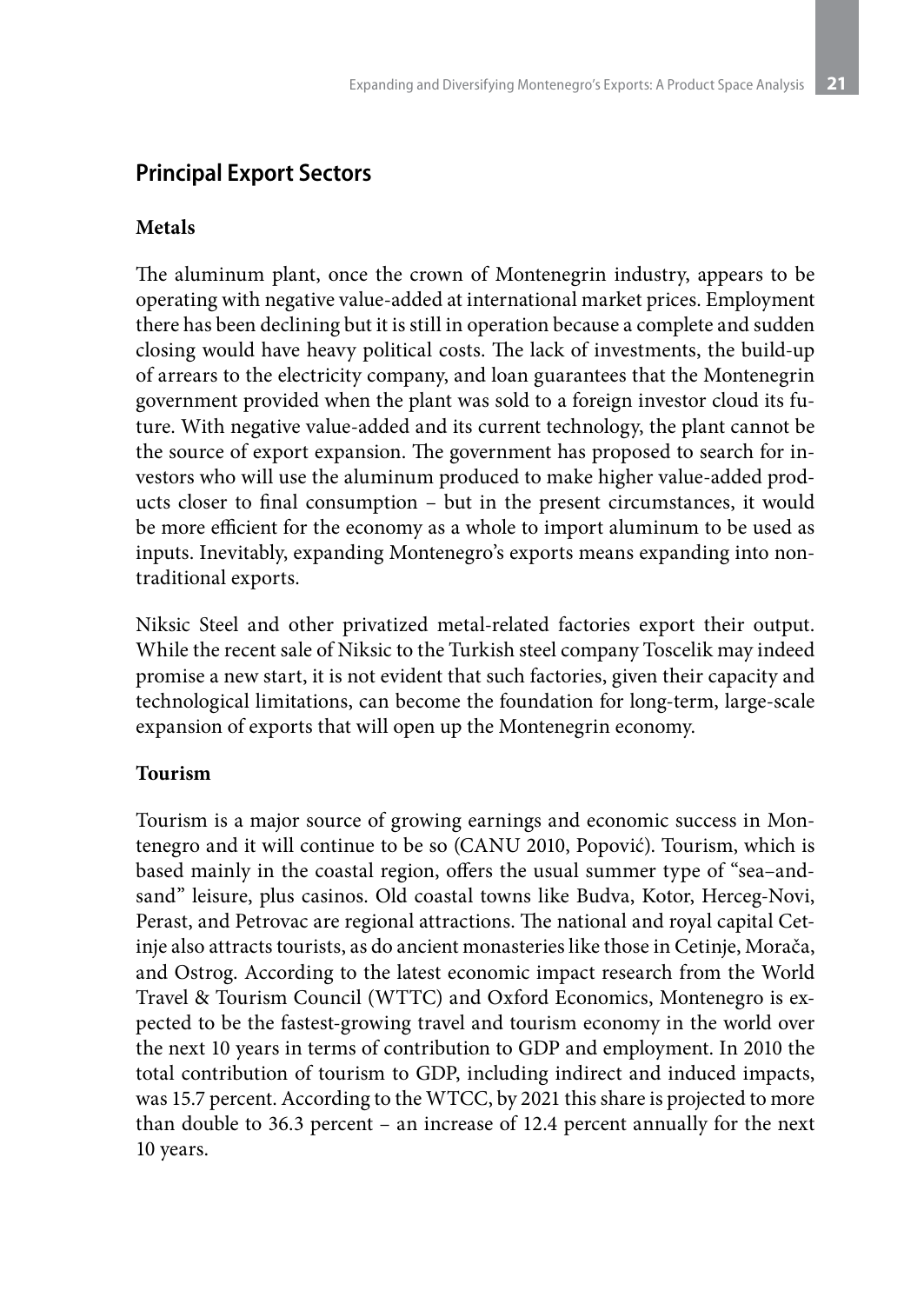## Principal Export Sectors

### Metals

The aluminum plant, once the crown of Montenegrin industry, appears to be operating with negative value-added at international market prices. Employment there has been declining but it is still in operation because a complete and sudden closing would have heavy political costs. The lack of investments, the build-up of arrears to the electricity company, and loan guarantees that the Montenegrin government provided when the plant was sold to a foreign investor cloud its future. With negative value-added and its current technology, the plant cannot be the source of export expansion. The government has proposed to search for investors who will use the aluminum produced to make higher value-added products closer to final consumption – but in the present circumstances, it would be more efficient for the economy as a whole to import aluminum to be used as inputs. Inevitably, expanding Montenegro's exports means expanding into non-traditional exports.

Niksic Steel and other privatized metal-related factories export their output. While the recent sale of Niksic to the Turkish steel company Toscelik may indeed promise a new start, it is not evident that such factories, given their capacity and technological limitations, can become the foundation for long-term, large-scale expansion of exports that will open up the Montenegrin economy.

### Tourism

Tourism is a major source of growing earnings and economic success in Montenegro and it will continue to be so (CANU 2010, Popović). Tourism, which is based mainly in the coastal region, offers the usual summer type of "sea–and-sand" leisure, plus casinos. Old coastal towns like Budva, Kotor, Herceg-Novi, Perast, and Petrovac are regional attractions. The national and royal capital Cetinje also attracts tourists, as do ancient monasteries like those in Cetinje, Morača, and Ostrog. According to the latest economic impact research from the World Travel & Tourism Council (WTTC) and Oxford Economics, Montenegro is expected to be the fastest-growing travel and tourism economy in the world over the next 10 years in terms of contribution to GDP and employment. In 2010 the total contribution of tourism to GDP, including indirect and induced impacts, was 15.7 percent. According to the WTCC, by 2021 this share is projected to more than double to 36.3 percent – an increase of 12.4 percent annually for the next 10 years.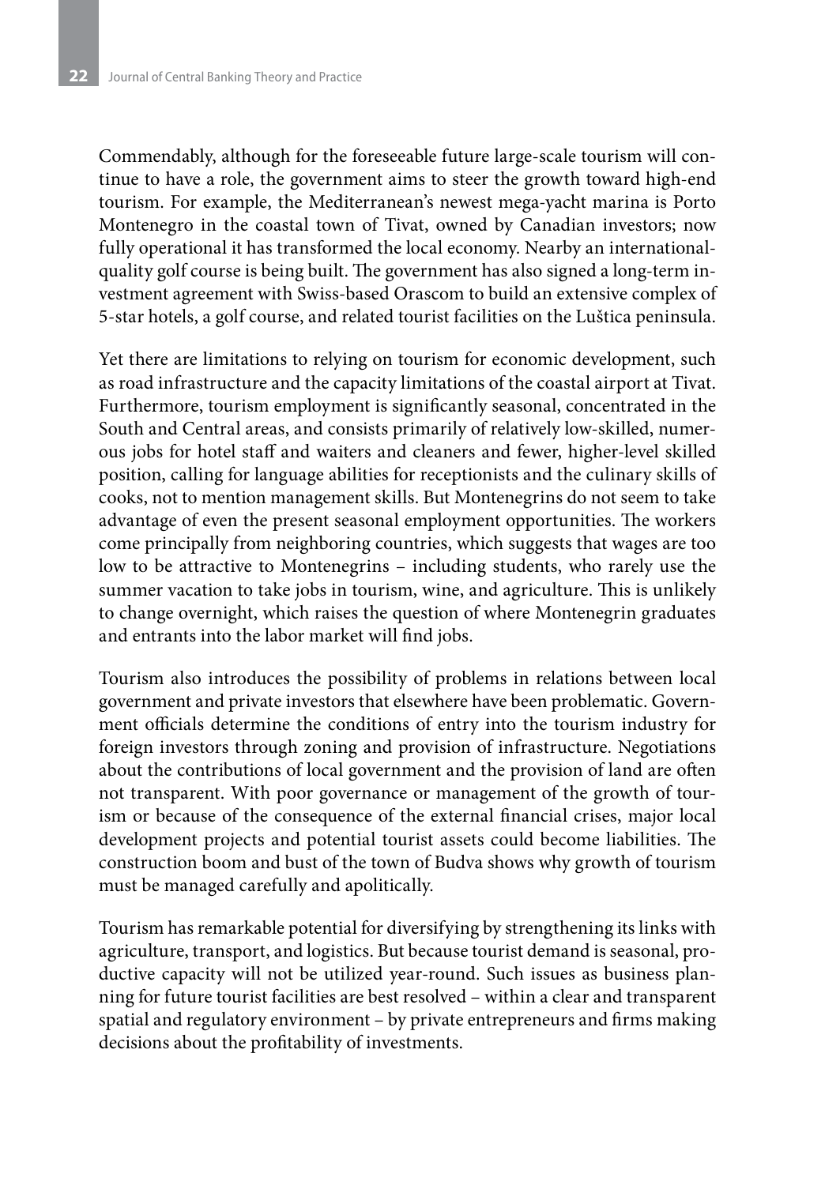Commendably, although for the foreseeable future large-scale tourism will continue to have a role, the government aims to steer the growth toward high-end tourism. For example, the Mediterranean's newest mega-yacht marina is Porto Montenegro in the coastal town of Tivat, owned by Canadian investors; now fully operational it has transformed the local economy. Nearby an international-quality golf course is being built. The government has also signed a long-term investment agreement with Swiss-based Orascom to build an extensive complex of 5-star hotels, a golf course, and related tourist facilities on the Luštica peninsula.

Yet there are limitations to relying on tourism for economic development, such as road infrastructure and the capacity limitations of the coastal airport at Tivat. Furthermore, tourism employment is significantly seasonal, concentrated in the South and Central areas, and consists primarily of relatively low-skilled, numerous jobs for hotel staff and waiters and cleaners and fewer, higher-level skilled position, calling for language abilities for receptionists and the culinary skills of cooks, not to mention management skills. But Montenegrins do not seem to take advantage of even the present seasonal employment opportunities. The workers come principally from neighboring countries, which suggests that wages are too low to be attractive to Montenegrins – including students, who rarely use the summer vacation to take jobs in tourism, wine, and agriculture. This is unlikely to change overnight, which raises the question of where Montenegrin graduates and entrants into the labor market will find jobs.

Tourism also introduces the possibility of problems in relations between local government and private investors that elsewhere have been problematic. Government officials determine the conditions of entry into the tourism industry for foreign investors through zoning and provision of infrastructure. Negotiations about the contributions of local government and the provision of land are often not transparent. With poor governance or management of the growth of tourism or because of the consequence of the external financial crises, major local development projects and potential tourist assets could become liabilities. The construction boom and bust of the town of Budva shows why growth of tourism must be managed carefully and apolitically.

Tourism has remarkable potential for diversifying by strengthening its links with agriculture, transport, and logistics. But because tourist demand is seasonal, productive capacity will not be utilized year-round. Such issues as business planning for future tourist facilities are best resolved – within a clear and transparent spatial and regulatory environment – by private entrepreneurs and firms making decisions about the profitability of investments.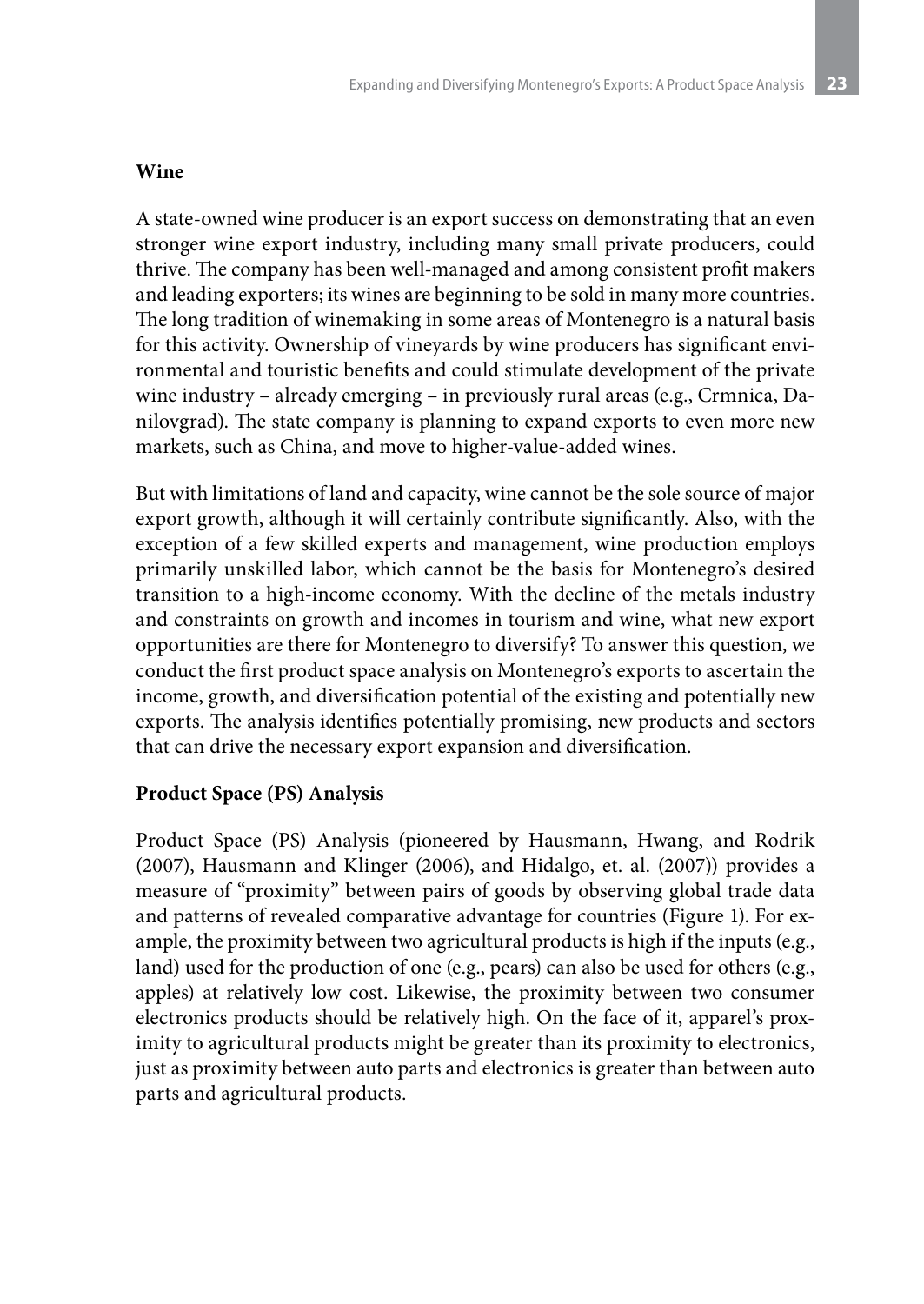**Wine**

A state-owned wine producer is an export success on demonstrating that an even stronger wine export industry, including many small private producers, could thrive. The company has been well-managed and among consistent profit makers and leading exporters; its wines are beginning to be sold in many more countries. The long tradition of winemaking in some areas of Montenegro is a natural basis for this activity. Ownership of vineyards by wine producers has significant environmental and touristic benefits and could stimulate development of the private wine industry – already emerging – in previously rural areas (e.g., Crmnica, Danilovgrad). The state company is planning to expand exports to even more new markets, such as China, and move to higher-value-added wines.

But with limitations of land and capacity, wine cannot be the sole source of major export growth, although it will certainly contribute significantly. Also, with the exception of a few skilled experts and management, wine production employs primarily unskilled labor, which cannot be the basis for Montenegro's desired transition to a high-income economy. With the decline of the metals industry and constraints on growth and incomes in tourism and wine, what new export opportunities are there for Montenegro to diversify? To answer this question, we conduct the first product space analysis on Montenegro's exports to ascertain the income, growth, and diversification potential of the existing and potentially new exports. The analysis identifies potentially promising, new products and sectors that can drive the necessary export expansion and diversification.

**Product Space (PS) Analysis**

Product Space (PS) Analysis (pioneered by Hausmann, Hwang, and Rodrik (2007), Hausmann and Klinger (2006), and Hidalgo, et. al. (2007)) provides a measure of "proximity" between pairs of goods by observing global trade data and patterns of revealed comparative advantage for countries (Figure 1). For example, the proximity between two agricultural products is high if the inputs (e.g., land) used for the production of one (e.g., pears) can also be used for others (e.g., apples) at relatively low cost. Likewise, the proximity between two consumer electronics products should be relatively high. On the face of it, apparel's proximity to agricultural products might be greater than its proximity to electronics, just as proximity between auto parts and electronics is greater than between auto parts and agricultural products.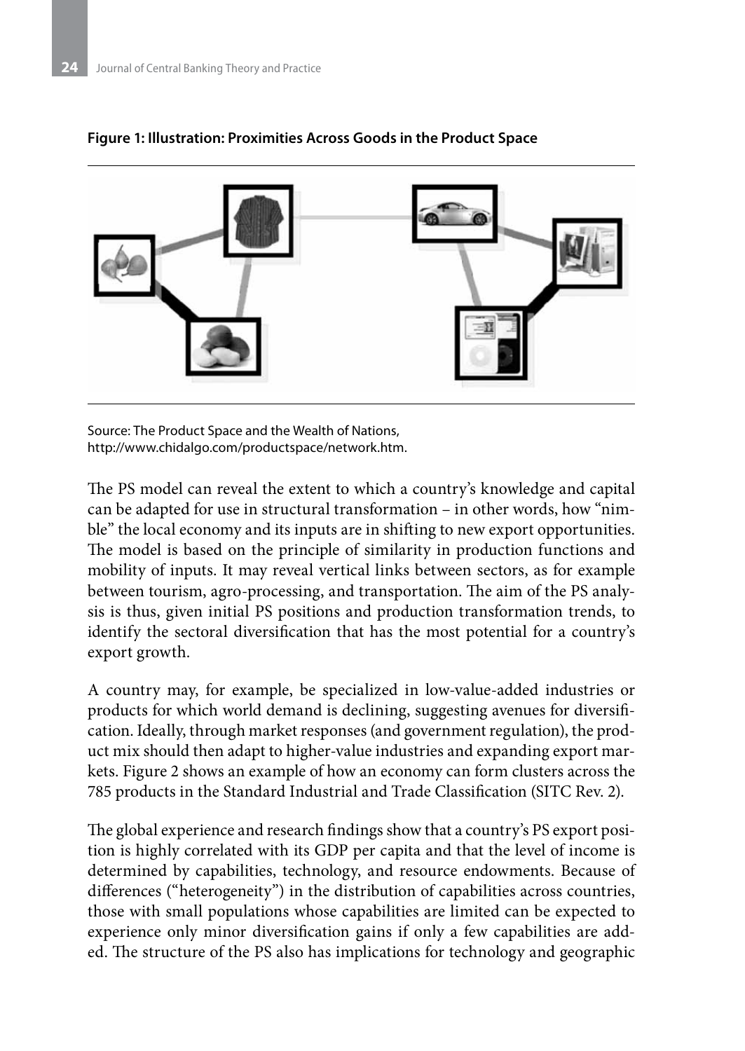**Figure 1: Illustration: Proximities Across Goods in the Product Space**

Source: The Product Space and the Wealth of Nations, http://www.chidalgo.com/productspace/network.htm.

The PS model can reveal the extent to which a country's knowledge and capital can be adapted for use in structural transformation – in other words, how "nimble" the local economy and its inputs are in shifting to new export opportunities. The model is based on the principle of similarity in production functions and mobility of inputs. It may reveal vertical links between sectors, as for example between tourism, agro-processing, and transportation. The aim of the PS analysis is thus, given initial PS positions and production transformation trends, to identify the sectoral diversification that has the most potential for a country's export growth.

A country may, for example, be specialized in low-value-added industries or products for which world demand is declining, suggesting avenues for diversification. Ideally, through market responses (and government regulation), the product mix should then adapt to higher-value industries and expanding export markets. Figure 2 shows an example of how an economy can form clusters across the 785 products in the Standard Industrial and Trade Classification (SITC Rev. 2).

The global experience and research findings show that a country's PS export position is highly correlated with its GDP per capita and that the level of income is determined by capabilities, technology, and resource endowments. Because of differences ("heterogeneity") in the distribution of capabilities across countries, those with small populations whose capabilities are limited can be expected to experience only minor diversification gains if only a few capabilities are added. The structure of the PS also has implications for technology and geographic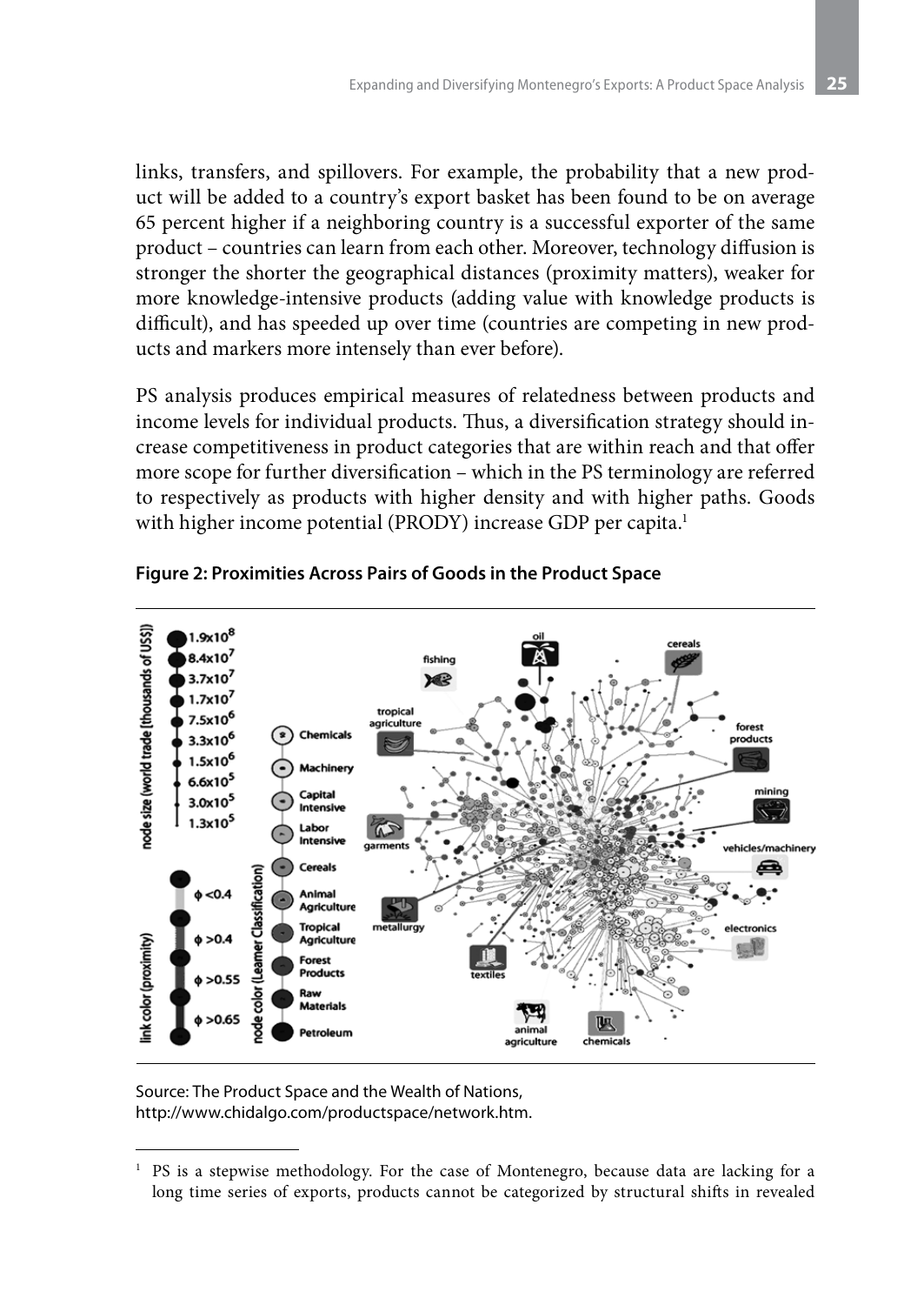links, transfers, and spillovers. For example, the probability that a new product will be added to a country's export basket has been found to be on average 65 percent higher if a neighboring country is a successful exporter of the same product – countries can learn from each other. Moreover, technology diffusion is stronger the shorter the geographical distances (proximity matters), weaker for more knowledge-intensive products (adding value with knowledge products is difficult), and has speeded up over time (countries are competing in new products and markers more intensely than ever before).

PS analysis produces empirical measures of relatedness between products and income levels for individual products. Thus, a diversification strategy should increase competitiveness in product categories that are within reach and that offer more scope for further diversification – which in the PS terminology are referred to respectively as products with higher density and with higher paths. Goods with higher income potential (PRODY) increase GDP per capita.[1]

**Figure 2: Proximities Across Pairs of Goods in the Product Space**

Source: The Product Space and the Wealth of Nations, http://www.chidalgo.com/productspace/network.htm.

[1] PS is a stepwise methodology. For the case of Montenegro, because data are lacking for a long time series of exports, products cannot be categorized by structural shifts in revealed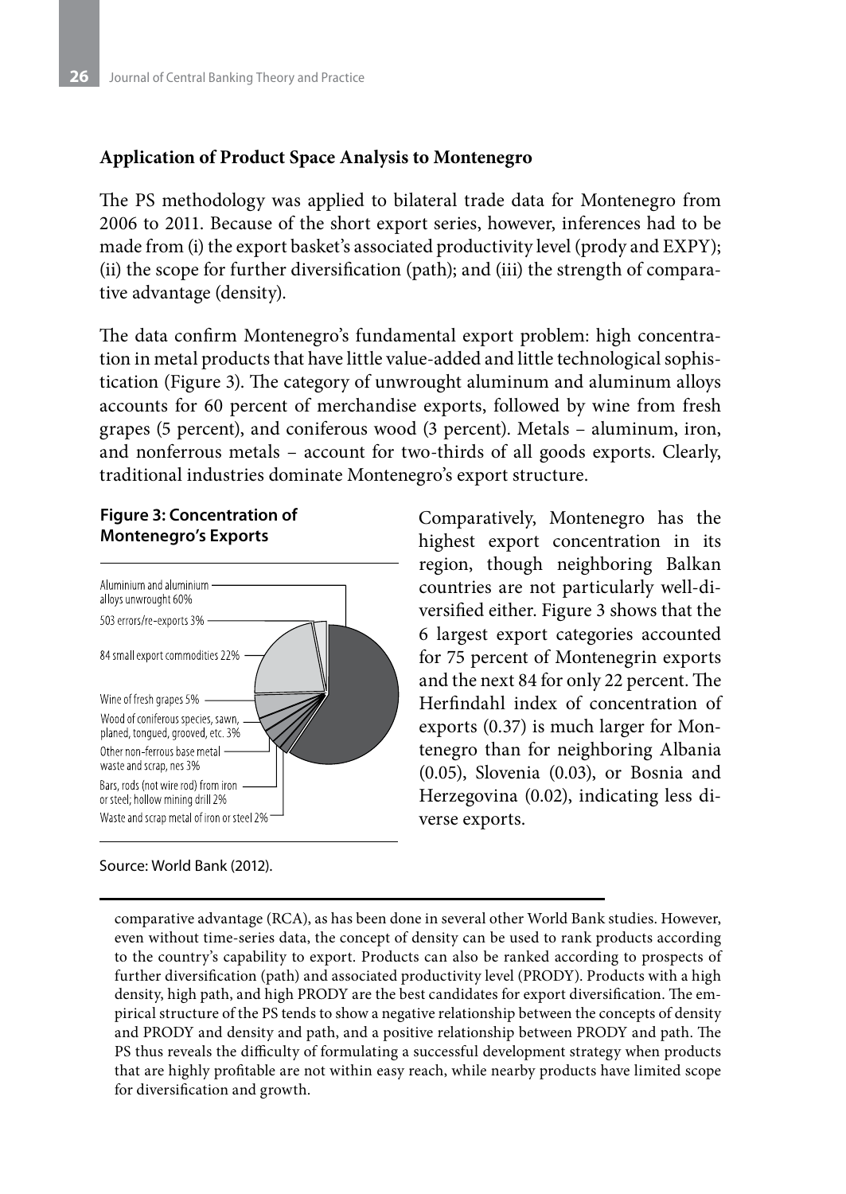## Application of Product Space Analysis to Montenegro

The PS methodology was applied to bilateral trade data for Montenegro from 2006 to 2011. Because of the short export series, however, inferences had to be made from (i) the export basket's associated productivity level (prody and EXPY); (ii) the scope for further diversification (path); and (iii) the strength of comparative advantage (density).

The data confirm Montenegro's fundamental export problem: high concentration in metal products that have little value-added and little technological sophistication (Figure 3). The category of unwrought aluminum and aluminum alloys accounts for 60 percent of merchandise exports, followed by wine from fresh grapes (5 percent), and coniferous wood (3 percent). Metals – aluminum, iron, and nonferrous metals – account for two-thirds of all goods exports. Clearly, traditional industries dominate Montenegro's export structure.

**Figure 3: Concentration of Montenegro's Exports**

- Aluminium and aluminium alloys unwrought 60%
- 503 errors/re-exports 3%
- 84 small export commodities 22%
- Wine of fresh grapes 5%
- Wood of coniferous species, sawn, planed, tongued, grooved, etc. 3%
- Other non-ferrous base metal waste and scrap, nes 3%
- Bars, rods (not wire rod) from iron or steel; hollow mining drill 2%
- Waste and scrap metal of iron or steel 2%

Source: World Bank (2012).

Comparatively, Montenegro has the highest export concentration in its region, though neighboring Balkan countries are not particularly well-diversified either. Figure 3 shows that the 6 largest export categories accounted for 75 percent of Montenegrin exports and the next 84 for only 22 percent. The Herfindahl index of concentration of exports (0.37) is much larger for Montenegro than for neighboring Albania (0.05), Slovenia (0.03), or Bosnia and Herzegovina (0.02), indicating less diverse exports.

comparative advantage (RCA), as has been done in several other World Bank studies. However, even without time-series data, the concept of density can be used to rank products according to the country's capability to export. Products can also be ranked according to prospects of further diversification (path) and associated productivity level (PRODY). Products with a high density, high path, and high PRODY are the best candidates for export diversification. The empirical structure of the PS tends to show a negative relationship between the concepts of density and PRODY and density and path, and a positive relationship between PRODY and path. The PS thus reveals the difficulty of formulating a successful development strategy when products that are highly profitable are not within easy reach, while nearby products have limited scope for diversification and growth.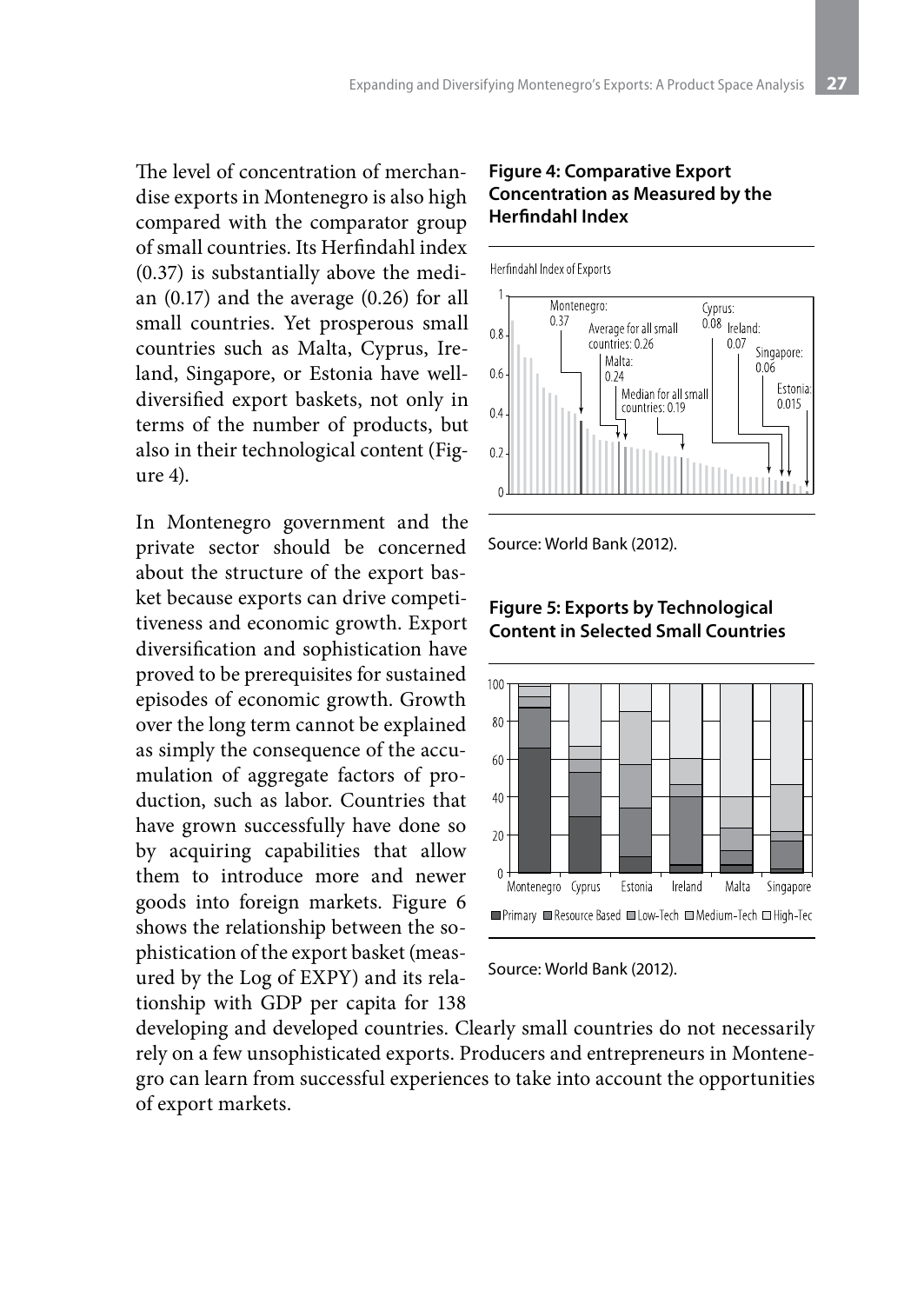The level of concentration of merchandise exports in Montenegro is also high compared with the comparator group of small countries. Its Herfindahl index (0.37) is substantially above the median (0.17) and the average (0.26) for all small countries. Yet prosperous small countries such as Malta, Cyprus, Ireland, Singapore, or Estonia have well-diversified export baskets, not only in terms of the number of products, but also in their technological content (Figure 4).

In Montenegro government and the private sector should be concerned about the structure of the export basket because exports can drive competitiveness and economic growth. Export diversification and sophistication have proved to be prerequisites for sustained episodes of economic growth. Growth over the long term cannot be explained as simply the consequence of the accumulation of aggregate factors of production, such as labor. Countries that have grown successfully have done so by acquiring capabilities that allow them to introduce more and newer goods into foreign markets. Figure 6 shows the relationship between the sophistication of the export basket (measured by the Log of EXPY) and its relationship with GDP per capita for 138 developing and developed countries. Clearly small countries do not necessarily rely on a few unsophisticated exports. Producers and entrepreneurs in Montenegro can learn from successful experiences to take into account the opportunities of export markets.

**Figure 4: Comparative Export Concentration as Measured by the Herfindahl Index**

Herfindahl Index of Exports

Montenegro: 0.37; Average for all small countries: 0.26; Malta: 0.24; Median for all small countries: 0.19; Cyprus: 0.08; Ireland: 0.07; Singapore: 0.06; Estonia: 0.015

Source: World Bank (2012).

**Figure 5: Exports by Technological Content in Selected Small Countries**

Montenegro, Cyprus, Estonia, Ireland, Malta, Singapore

■ Primary ■ Resource Based □ Low-Tech □ Medium-Tech □ High-Tec

Source: World Bank (2012).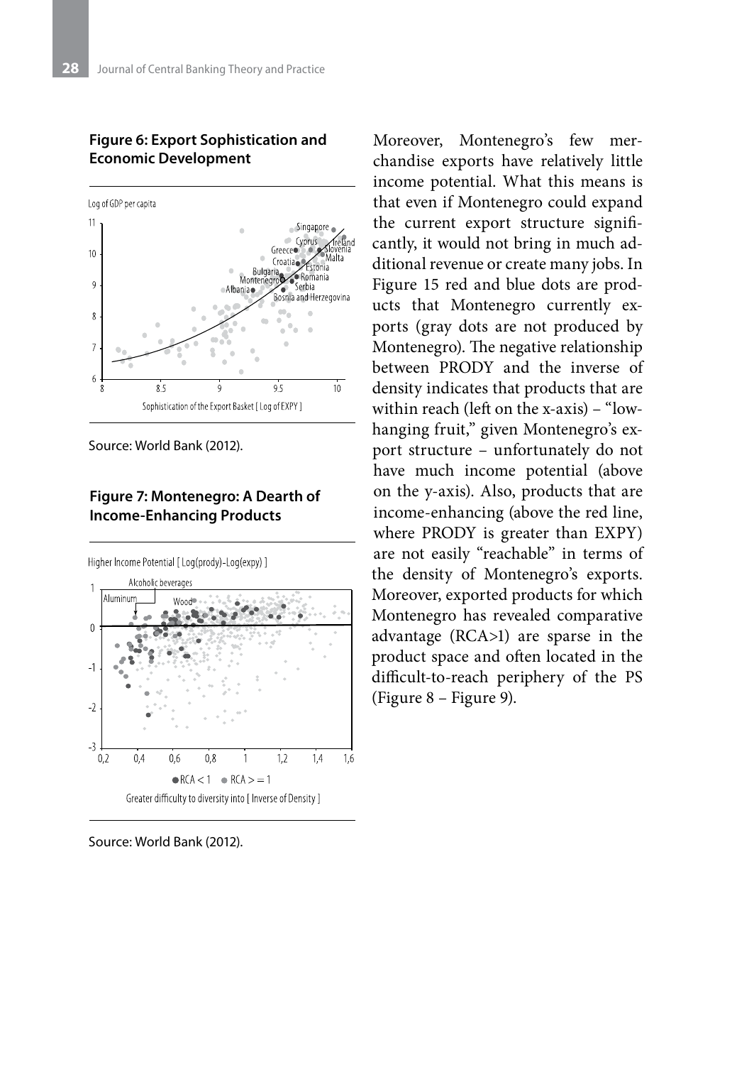**Figure 6: Export Sophistication and Economic Development**

Source: World Bank (2012).

**Figure 7: Montenegro: A Dearth of Income-Enhancing Products**

Source: World Bank (2012).

Moreover, Montenegro's few merchandise exports have relatively little income potential. What this means is that even if Montenegro could expand the current export structure significantly, it would not bring in much additional revenue or create many jobs. In Figure 15 red and blue dots are products that Montenegro currently exports (gray dots are not produced by Montenegro). The negative relationship between PRODY and the inverse of density indicates that products that are within reach (left on the x-axis) – "low-hanging fruit," given Montenegro's export structure – unfortunately do not have much income potential (above on the y-axis). Also, products that are income-enhancing (above the red line, where PRODY is greater than EXPY) are not easily "reachable" in terms of the density of Montenegro's exports. Moreover, exported products for which Montenegro has revealed comparative advantage (RCA>1) are sparse in the product space and often located in the difficult-to-reach periphery of the PS (Figure 8 – Figure 9).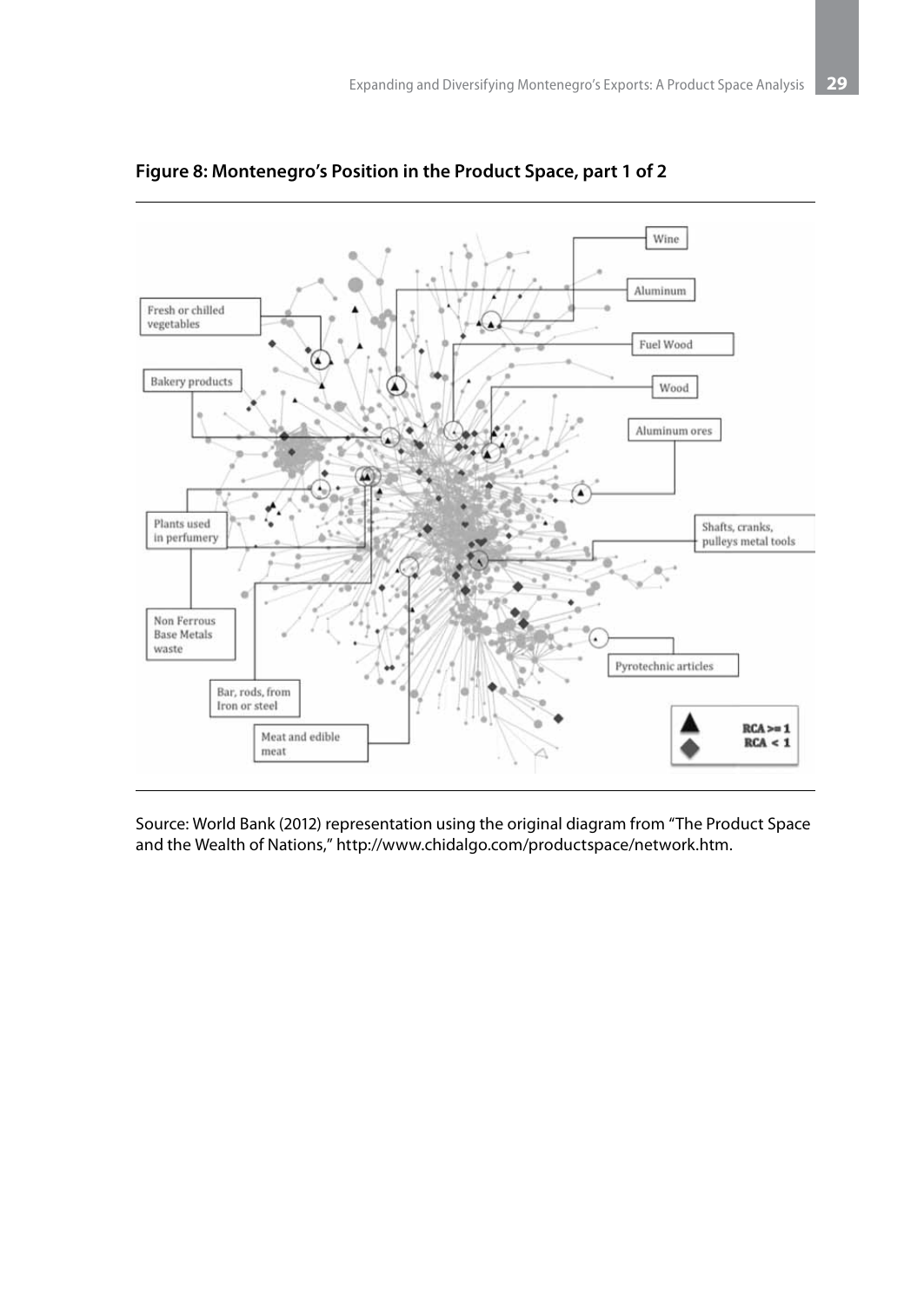**Figure 8: Montenegro's Position in the Product Space, part 1 of 2**

Source: World Bank (2012) representation using the original diagram from "The Product Space and the Wealth of Nations," http://www.chidalgo.com/productspace/network.htm.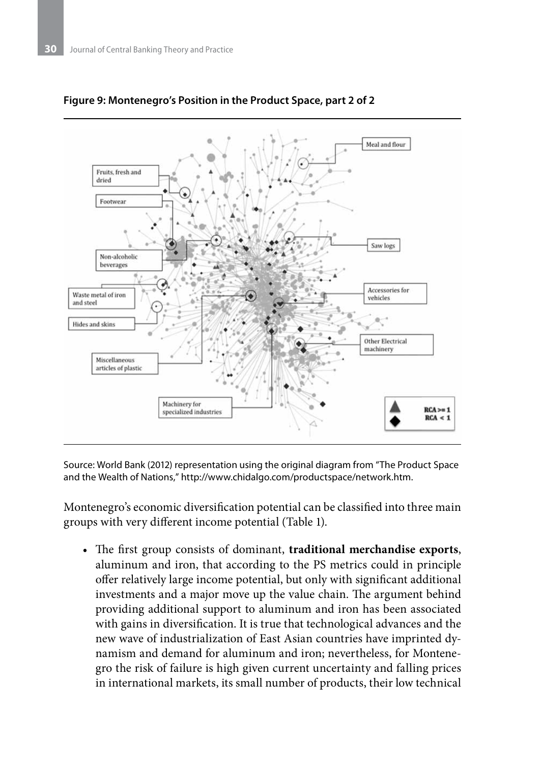**Figure 9: Montenegro's Position in the Product Space, part 2 of 2**

Source: World Bank (2012) representation using the original diagram from "The Product Space and the Wealth of Nations," http://www.chidalgo.com/productspace/network.htm.

Montenegro's economic diversification potential can be classified into three main groups with very different income potential (Table 1).

- The first group consists of dominant, **traditional merchandise exports**, aluminum and iron, that according to the PS metrics could in principle offer relatively large income potential, but only with significant additional investments and a major move up the value chain. The argument behind providing additional support to aluminum and iron has been associated with gains in diversification. It is true that technological advances and the new wave of industrialization of East Asian countries have imprinted dynamism and demand for aluminum and iron; nevertheless, for Montenegro the risk of failure is high given current uncertainty and falling prices in international markets, its small number of products, their low technical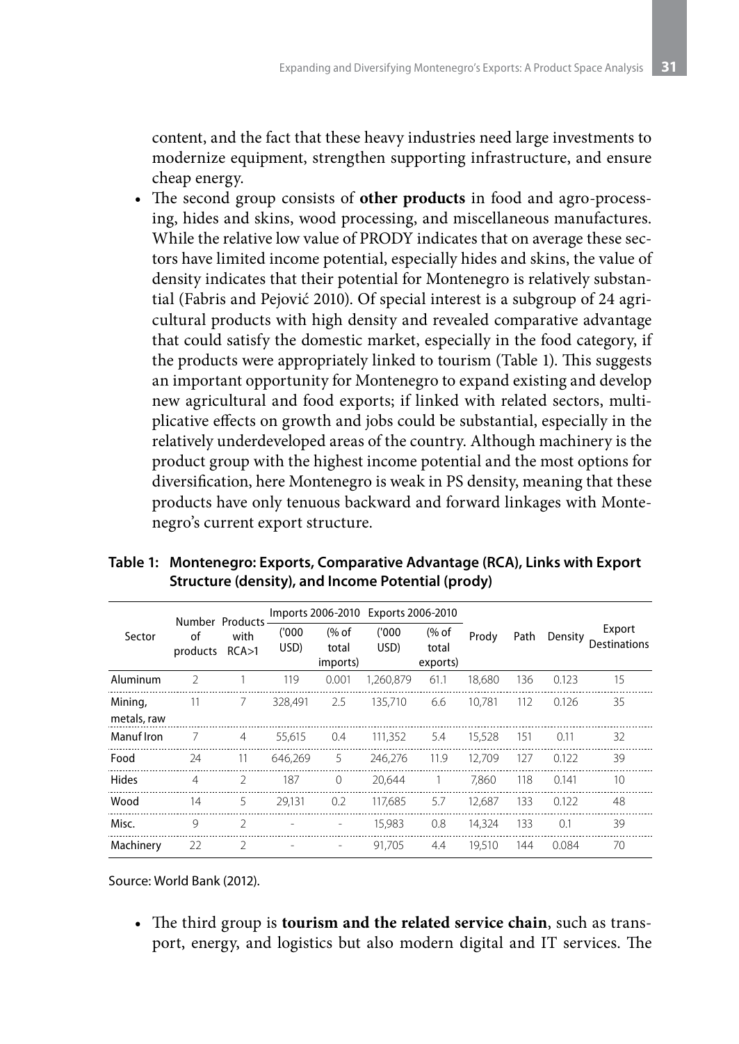content, and the fact that these heavy industries need large investments to modernize equipment, strengthen supporting infrastructure, and ensure cheap energy.

- The second group consists of **other products** in food and agro-processing, hides and skins, wood processing, and miscellaneous manufactures. While the relative low value of PRODY indicates that on average these sectors have limited income potential, especially hides and skins, the value of density indicates that their potential for Montenegro is relatively substantial (Fabris and Pejović 2010). Of special interest is a subgroup of 24 agricultural products with high density and revealed comparative advantage that could satisfy the domestic market, especially in the food category, if the products were appropriately linked to tourism (Table 1). This suggests an important opportunity for Montenegro to expand existing and develop new agricultural and food exports; if linked with related sectors, multiplicative effects on growth and jobs could be substantial, especially in the relatively underdeveloped areas of the country. Although machinery is the product group with the highest income potential and the most options for diversification, here Montenegro is weak in PS density, meaning that these products have only tenuous backward and forward linkages with Montenegro's current export structure.

**Table 1: Montenegro: Exports, Comparative Advantage (RCA), Links with Export Structure (density), and Income Potential (prody)**

| Sector | Number of products | Products with RCA>1 | Imports 2006-2010 | | Exports 2006-2010 | | Prody | Path | Density | Export Destinations |
|---|---|---|---|---|---|---|---|---|---|---|
| | | | ('000 USD) | (% of total imports) | ('000 USD) | (% of total exports) | | | | |
| Aluminum | 2 | 1 | 119 | 0.001 | 1,260,879 | 61.1 | 18,680 | 136 | 0.123 | 15 |
| Mining, metals, raw | 11 | 7 | 328,491 | 2.5 | 135,710 | 6.6 | 10,781 | 112 | 0.126 | 35 |
| Manuf Iron | 7 | 4 | 55,615 | 0.4 | 111,352 | 5.4 | 15,528 | 151 | 0.11 | 32 |
| Food | 24 | 11 | 646,269 | 5 | 246,276 | 11.9 | 12,709 | 127 | 0.122 | 39 |
| Hides | 4 | 2 | 187 | 0 | 20,644 | 1 | 7,860 | 118 | 0.141 | 10 |
| Wood | 14 | 5 | 29,131 | 0.2 | 117,685 | 5.7 | 12,687 | 133 | 0.122 | 48 |
| Misc. | 9 | 2 | - | - | 15,983 | 0.8 | 14,324 | 133 | 0.1 | 39 |
| Machinery | 22 | 2 | - | - | 91,705 | 4.4 | 19,510 | 144 | 0.084 | 70 |

Source: World Bank (2012).

- The third group is **tourism and the related service chain**, such as transport, energy, and logistics but also modern digital and IT services. The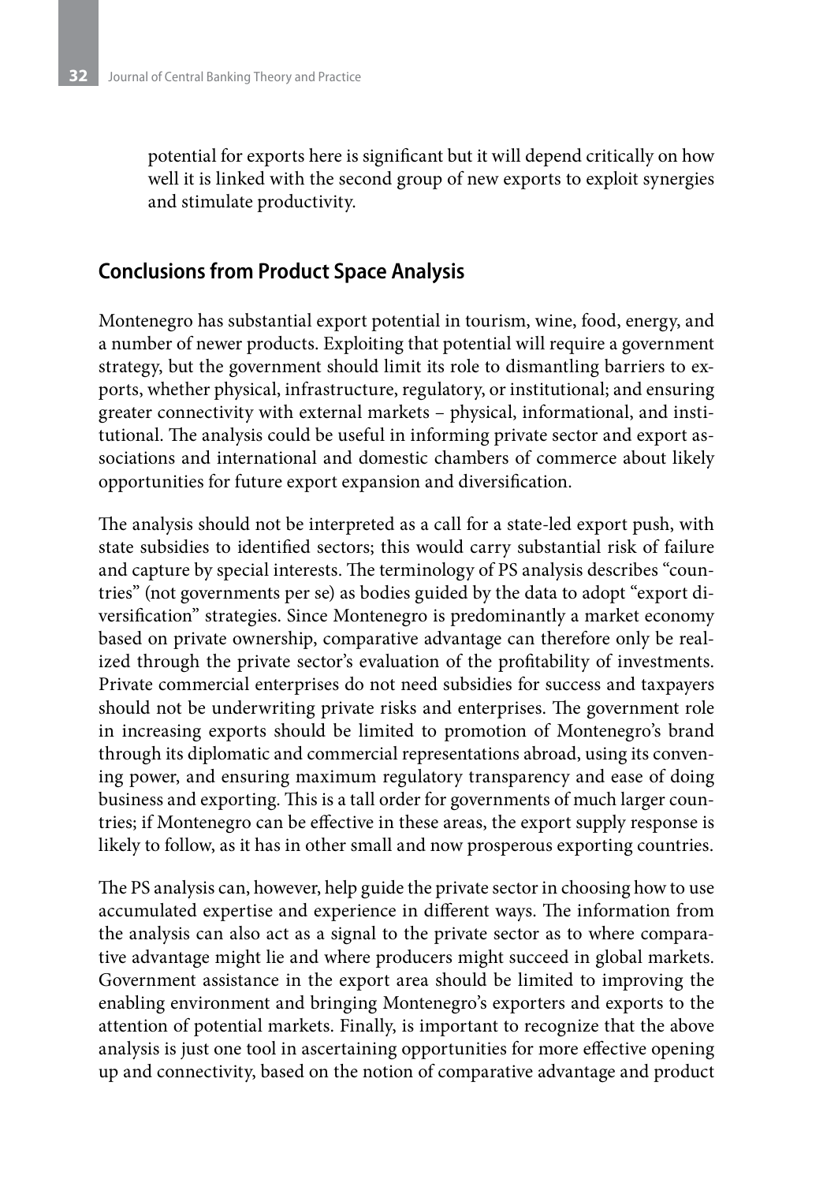potential for exports here is significant but it will depend critically on how well it is linked with the second group of new exports to exploit synergies and stimulate productivity.

## Conclusions from Product Space Analysis

Montenegro has substantial export potential in tourism, wine, food, energy, and a number of newer products. Exploiting that potential will require a government strategy, but the government should limit its role to dismantling barriers to exports, whether physical, infrastructure, regulatory, or institutional; and ensuring greater connectivity with external markets – physical, informational, and institutional. The analysis could be useful in informing private sector and export associations and international and domestic chambers of commerce about likely opportunities for future export expansion and diversification.

The analysis should not be interpreted as a call for a state-led export push, with state subsidies to identified sectors; this would carry substantial risk of failure and capture by special interests. The terminology of PS analysis describes "countries" (not governments per se) as bodies guided by the data to adopt "export diversification" strategies. Since Montenegro is predominantly a market economy based on private ownership, comparative advantage can therefore only be realized through the private sector's evaluation of the profitability of investments. Private commercial enterprises do not need subsidies for success and taxpayers should not be underwriting private risks and enterprises. The government role in increasing exports should be limited to promotion of Montenegro's brand through its diplomatic and commercial representations abroad, using its convening power, and ensuring maximum regulatory transparency and ease of doing business and exporting. This is a tall order for governments of much larger countries; if Montenegro can be effective in these areas, the export supply response is likely to follow, as it has in other small and now prosperous exporting countries.

The PS analysis can, however, help guide the private sector in choosing how to use accumulated expertise and experience in different ways. The information from the analysis can also act as a signal to the private sector as to where comparative advantage might lie and where producers might succeed in global markets. Government assistance in the export area should be limited to improving the enabling environment and bringing Montenegro's exporters and exports to the attention of potential markets. Finally, is important to recognize that the above analysis is just one tool in ascertaining opportunities for more effective opening up and connectivity, based on the notion of comparative advantage and product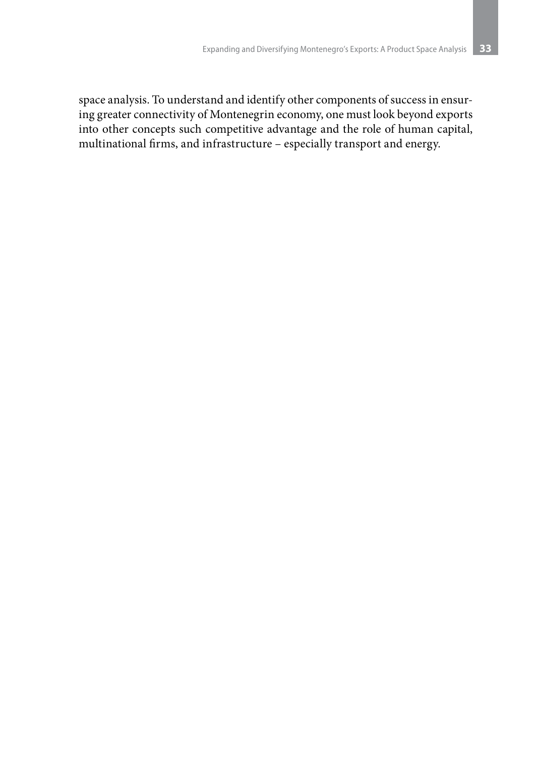space analysis. To understand and identify other components of success in ensuring greater connectivity of Montenegrin economy, one must look beyond exports into other concepts such competitive advantage and the role of human capital, multinational firms, and infrastructure – especially transport and energy.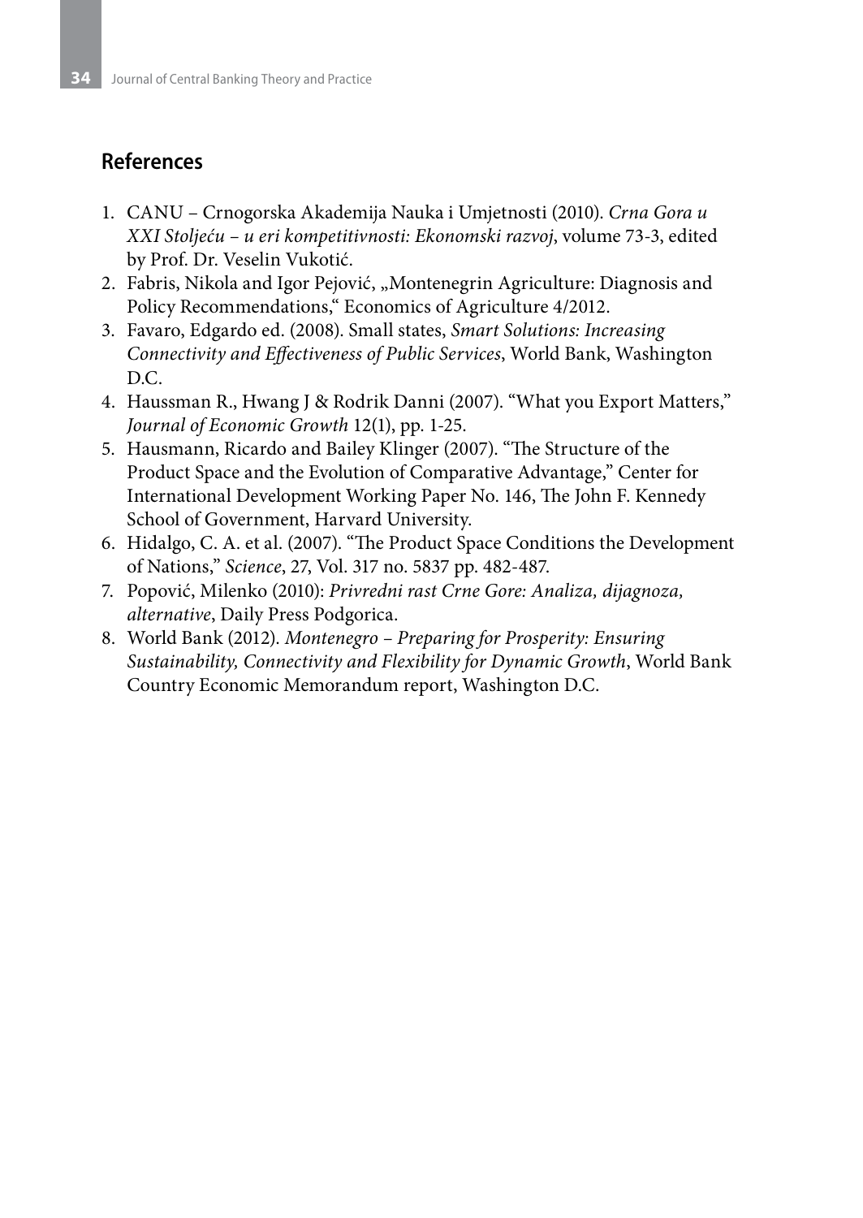## References

1. CANU – Crnogorska Akademija Nauka i Umjetnosti (2010). *Crna Gora u XXI Stoljeću – u eri kompetitivnosti: Ekonomski razvoj*, volume 73-3, edited by Prof. Dr. Veselin Vukotić.
2. Fabris, Nikola and Igor Pejović, „Montenegrin Agriculture: Diagnosis and Policy Recommendations," Economics of Agriculture 4/2012.
3. Favaro, Edgardo ed. (2008). Small states, *Smart Solutions: Increasing Connectivity and Effectiveness of Public Services*, World Bank, Washington D.C.
4. Haussman R., Hwang J & Rodrik Danni (2007). "What you Export Matters," *Journal of Economic Growth* 12(1), pp. 1-25.
5. Hausmann, Ricardo and Bailey Klinger (2007). "The Structure of the Product Space and the Evolution of Comparative Advantage," Center for International Development Working Paper No. 146, The John F. Kennedy School of Government, Harvard University.
6. Hidalgo, C. A. et al. (2007). "The Product Space Conditions the Development of Nations," *Science*, 27, Vol. 317 no. 5837 pp. 482-487.
7. Popović, Milenko (2010): *Privredni rast Crne Gore: Analiza, dijagnoza, alternative*, Daily Press Podgorica.
8. World Bank (2012). *Montenegro – Preparing for Prosperity: Ensuring Sustainability, Connectivity and Flexibility for Dynamic Growth*, World Bank Country Economic Memorandum report, Washington D.C.